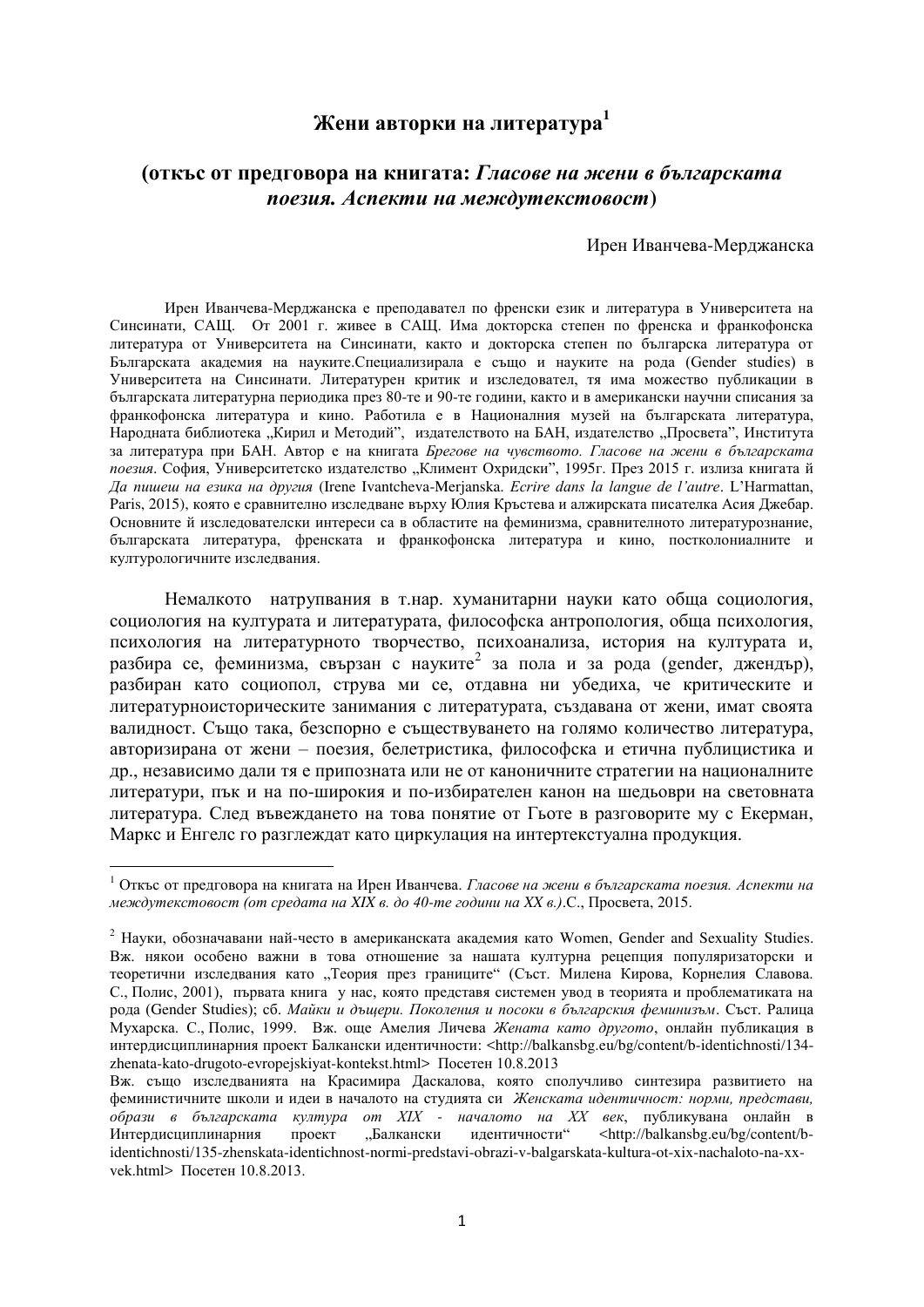# Жени авторки на литература[1]

## (откъс от предговора на книгата: *Гласове на жени в българската поезия. Аспекти на междутекстовост*)

Ирен Иванчева-Мерджанска

Ирен Иванчева-Мерджанска е преподавател по френски език и литература в Университета на Синсинати, САЩ. От 2001 г. живее в САЩ. Има докторска степен по френска и франкофонска литература от Университета на Синсинати, както и докторска степен по българска литература от Българската академия на науките.Специализирала е също и науките на рода (Gender studies) в Университета на Синсинати. Литературен критик и изследовател, тя има можество публикации в българската литературна периодика през 80-те и 90-те години, както и в американски научни списания за франкофонска литература и кино. Работила е в Националния музей на българската литература, Народната библиотека „Кирил и Методий", издателството на БАН, издателство „Просвета", Института за литература при БАН. Автор е на книгата *Брегове на чувството. Гласове на жени в българската поезия*. София, Университетско издателство „Климент Охридски", 1995г. През 2015 г. излиза книгата й *Да пишеш на езика на другия* (Irene Ivantcheva-Merjanska. *Ecrire dans la langue de l'autre*. L'Harmattan, Paris, 2015), която е сравнително изследване върху Юлия Кръстева и алжирската писателка Асия Джебар. Основните й изследователски интереси са в областите на феминизма, сравнителното литературознание, българската литература, френската и франкофонска литература и кино, постколониалните и културологичните изследвания.

Немалкото натрупвания в т.нар. хуманитарни науки като обща социология, социология на културата и литературата, философска антропология, обща психология, психология на литературното творчество, психоанализа, история на културата и, разбира се, феминизма, свързан с науките[2] за пола и за рода (gender, джендър), разбиран като социопол, струва ми се, отдавна ни убедиха, че критическите и литературноисторическите занимания с литературата, създавана от жени, имат своята валидност. Също така, безспорно е съществуването на голямо количество литература, авторизирана от жени – поезия, белетристика, философска и етична публицистика и др., независимо дали тя е припозната или не от каноничните стратегии на националните литератури, пък и на по-широкия и по-избирателен канон на шедьоври на световната литература. След въвеждането на това понятие от Гьоте в разговорите му с Екерман, Маркс и Енгелс го разглеждат като циркулация на интертекстуална продукция.

---

[1] Откъс от предговора на книгата на Ирен Иванчева. *Гласове на жени в българската поезия. Аспекти на междутекстовост (от средата на XIX в. до 40-те години на XX в.)*.С., Просвета, 2015.

[2] Науки, обозначавани най-често в американската академия като Women, Gender and Sexuality Studies. Вж. някои особено важни в това отношение за нашата културна рецепция популяризаторски и теоретични изследвания като „Теория през границите" (Съст. Милена Кирова, Корнелия Славова. С., Полис, 2001), първата книга у нас, която представя системен увод в теорията и проблематиката на рода (Gender Studies); сб. *Майки и дъщери. Поколения и посоки в българския феминизъм*. Съст. Ралица Мухарска. С., Полис, 1999. Вж. още Амелия Личева *Жената като другото*, онлайн публикация в интердисциплинарния проект Балкански идентичности: <http://balkansbg.eu/bg/content/b-identichnosti/134-zhenata-kato-drugoto-evropejskiyat-kontekst.html> Посетен 10.8.2013

Вж. също изследванията на Красимира Даскалова, която сполучливо синтезира развитието на феминистичните школи и идеи в началото на студията си *Женската идентичност: норми, представи, образи в българската култура от XIX - началото на XX век*, публикувана онлайн в Интердисциплинарния проект „Балкански идентичности" <http://balkansbg.eu/bg/content/b-identichnosti/135-zhenskata-identichnost-normi-predstavi-obrazi-v-balgarskata-kultura-ot-xix-nachaloto-na-xx-vek.html> Посетен 10.8.2013.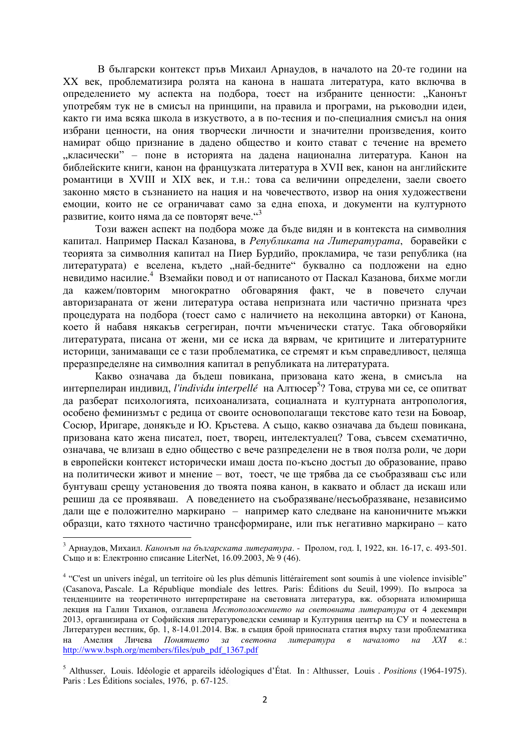В български контекст пръв Михаил Арнаудов, в началото на 20-те години на XX век, проблематизира ролята на канона в нашата литература, като включва в определението му аспекта на подбора, тоест на избраните ценности: „Канонът употребям тук не в смисъл на принципи, на правила и програми, на ръководни идеи, както ги има всяка школа в изкуството, а в по-тесния и по-специалния смисъл на ония избрани ценности, на ония творчески личности и значителни произведения, които намират общо признание в дадено общество и които стават с течение на времето „класически" – поне в историята на дадена национална литература. Канон на библейските книги, канон на френската литература в XVII век, канон на английските романтици в XVIII и XIX век, и т.н.: това са величини определени, заели своето законно място в съзнанието на нация и на човечеството, извор на ония художествени емоции, които не се ограничават само за една епоха, и документи на културното развитие, които няма да се повторят вече."[3]

Този важен аспект на подбора може да бъде видян и в контекста на символния капитал. Например Паскал Казанова, в *Републиката на Литературата*, боравейки с теорията за символния капитал на Пиер Бурдийо, прокламира, че тази република (на литературата) е вселена, където „най-бедните" буквално са подложени на едно невидимо насилие.[4] Вземайки повод и от написаното от Паскал Казанова, бихме могли да кажем/повторим многократно обговаряния факт, че в повечето случаи авторизираната от жени литература остава непризната или частично призната чрез процедурата на подбора (тоест само с наличието на неколцина авторки) от Канона, което й набавя някакъв сегрегиран, почти мъченически статус. Така обговоряйки литературата, писана от жени, ми се иска да вярвам, че критиците и литературните историци, занимаващи се с тази проблематика, се стремят и към справедливост, целяща преразпределяне на символния капитал в републиката на литературата.

Какво означава да бъдеш повикана, призована като жена, в смисъла на интерпелиран индивид, *l'individu interpellé* на Алтюсер[5]? Това, струва ми се, се опитват да разберат психологията, психоанализата, социалната и културната антропология, особено феминизмът с редица от своите основополагащи текстове като тези на Бовоар, Сосюр, Иригаре, донякъде и Ю. Кръстева. А също, какво означава да бъдеш повикана, призована като жена писател, поет, творец, интелектуалец? Това, съвсем схематично, означава, че влизаш в едно общество с вече разпределени не в твоя полза роли, че дори в европейски контекст исторически имаш доста по-късно достъп до образование, право на политически живот и мнение – вот, тоест, че ще трябва да се съобразяваш със или бунтуваш срещу установения до твоята поява канон, в каквато и област да искаш или решиш да се проявяваш. А поведението на съобразяване/несъобразяване, независимо дали ще е положително маркирано – например като следване на каноничните мъжки образци, като тяхното частично трансформиране, или пък негативно маркирано – като

---

[3] Арнаудов, Михаил. *Канонът на българската литература*. - Пролом, год. I, 1922, кн. 16-17, с. 493-501. Също и в: Електронно списание LiterNet, 16.09.2003, № 9 (46).

[4] "C'est un univers inégal, un territoire où les plus démunis littérairement sont soumis à une violence invisible" (Casanova, Pascale. La République mondiale des lettres. Paris: Éditions du Seuil, 1999). По въпроса за тенденциите на теоретичното интерпретиране на световната литература, вж. обзорната илюмирища лекция на Галин Тиханов, озаглавена *Местоположението на световната литература* от 4 декември 2013, организирана от Софийския литературоведски семинар и Културния център на СУ и поместена в Литературен вестник, бр. 1, 8-14.01.2014. Вж. в същия брой приносната статия върху тази проблематика на Амелия Личева *Понятието за световна литература в началото на XXI в.*: http://www.bsph.org/members/files/pub_pdf_1367.pdf

[5] Althusser, Louis. Idéologie et appareils idéologiques d'État. In : Althusser, Louis . *Positions* (1964-1975). Paris : Les Éditions sociales, 1976, p. 67-125.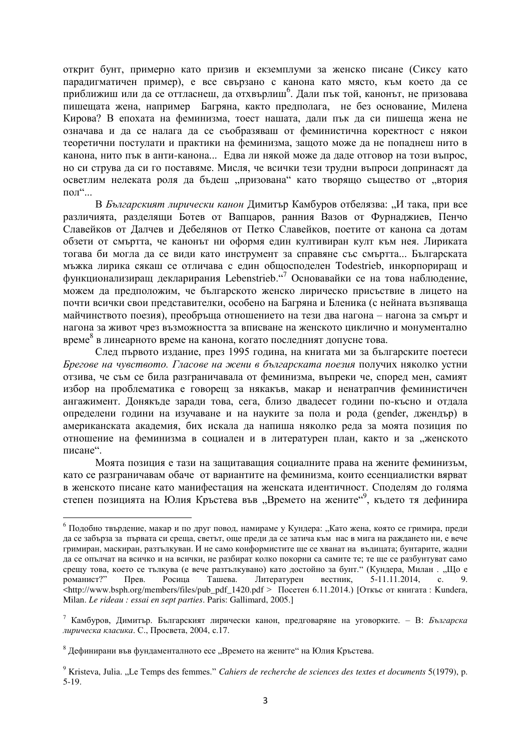открит бунт, примерно като призив и екземплуми за женско писане (Сиксу като парадигматичен пример), е все свързано с канона като място, към което да се приближиш или да се оттласнеш, да отхвърлиш[6]. Дали пък той, канонът, не призовава пишещата жена, например Багряна, както предполага, не без основание, Милена Кирова? В епохата на феминизма, тоест нашата, дали пък да си пишеща жена не означава и да се налага да се съобразяваш от феминистична коректност с някои теоретични постулати и практики на феминизма, защото може да не попаднеш нито в канона, нито пък в анти-канона... Едва ли някой може да даде отговор на този въпрос, но си струва да си го поставяме. Мисля, че всички тези трудни въпроси допринасят да осветлим нелеката роля да бъдеш „призована" като творящо същество от „втория пол"...

В *Българският лирически канон* Димитър Камбуров отбелязва: „И така, при все различията, разделящи Ботев от Вапцаров, ранния Вазов от Фурнаджиев, Пенчо Славейков от Далчев и Дебелянов от Петко Славейков, поетите от канона са дотам обзети от смъртта, че канонът ни оформя един култивиран култ към нея. Лириката тогава би могла да се види като инструмент за справяне със смъртта... Българската мъжка лирика сякаш се отличава с един общосподелен Todestrieb, инкорпориращ и функционализиращ деклариранията Lebenstrieb."[7] Основавайки се на това наблюдение, можем да предположим, че българското женско лирическо присъствие в лицето на почти всички свои представителки, особено на Багряна и Бленика (с нейната възпяваща майчинството поезия), преобръща отношението на тези два нагона – нагона за смърт и нагона за живот чрез възможността за вписване на женското циклично и монументално време[8] в линеарното време на канона, когато последният допусне това.

След първото издание, през 1995 година, на книгата ми за българските поетеси *Брегове на чувството. Гласове на жени в българската поезия* получих няколко устни отзива, че съм се била разграничавала от феминизма, въпреки че, според мен, самият избор на проблематика е говорещ за някакъв, макар и ненатрапчив феминистичен ангажимент. Донякъде заради това, сега, близо двадесет години по-късно и отдала определени години на изучаване и на науките за пола и рода (gender, джендър) в американската академия, бих искала да напиша няколко реда за моята позиция по отношение на феминизма в социален и в литературен план, както и за „женското писане".

Моята позиция е тази на защитаващия социалните права на жените феминизъм, като се разграничавам обаче от вариантите на феминизма, които есенциалистки вярват в женското писане като манифестация на женската идентичност. Споделям до голяма степен позицията на Юлия Кръстева във „Времето на жените"[9], където тя дефинира

---

[6] Подобно твърдение, макар и по друг повод, намираме у Кундера: „Като жена, която се гримира, преди да се забърза за първата си среща, светът, още преди да се затича към нас в мига на раждането ни, е вече гримиран, маскиран, разтълкуван. И не само конформистите ще се хванат на въдицата; бунтарите, жадни да се опълчат на всичко и на всички, не разбират колко покорни са самите те; те ще се разбунтуват само срещу това, което се тълкува (е вече разтълкувано) като достойно за бунт." (Кундера, Милан . „Що е романист?" Прев. Росица Ташева. Литературен вестник, 5-11.11.2014, с. 9. <http://www.bsph.org/members/files/pub_pdf_1420.pdf > Посетен 6.11.2014.) [Откъс от книгата : Kundera, Milan. *Le rideau : essai en sept parties*. Paris: Gallimard, 2005.]

[7] Камбуров, Димитър. Българският лирически канон, предговаряне на уговорките. – В: *Българска лирическа класика*. С., Просвета, 2004, с.17.

[8] Дефинирани във фундаменталното есе „Времето на жените" на Юлия Кръстева.

[9] Kristeva, Julia. „Le Temps des femmes." *Cahiers de recherche de sciences des textes et documents* 5(1979), p. 5-19.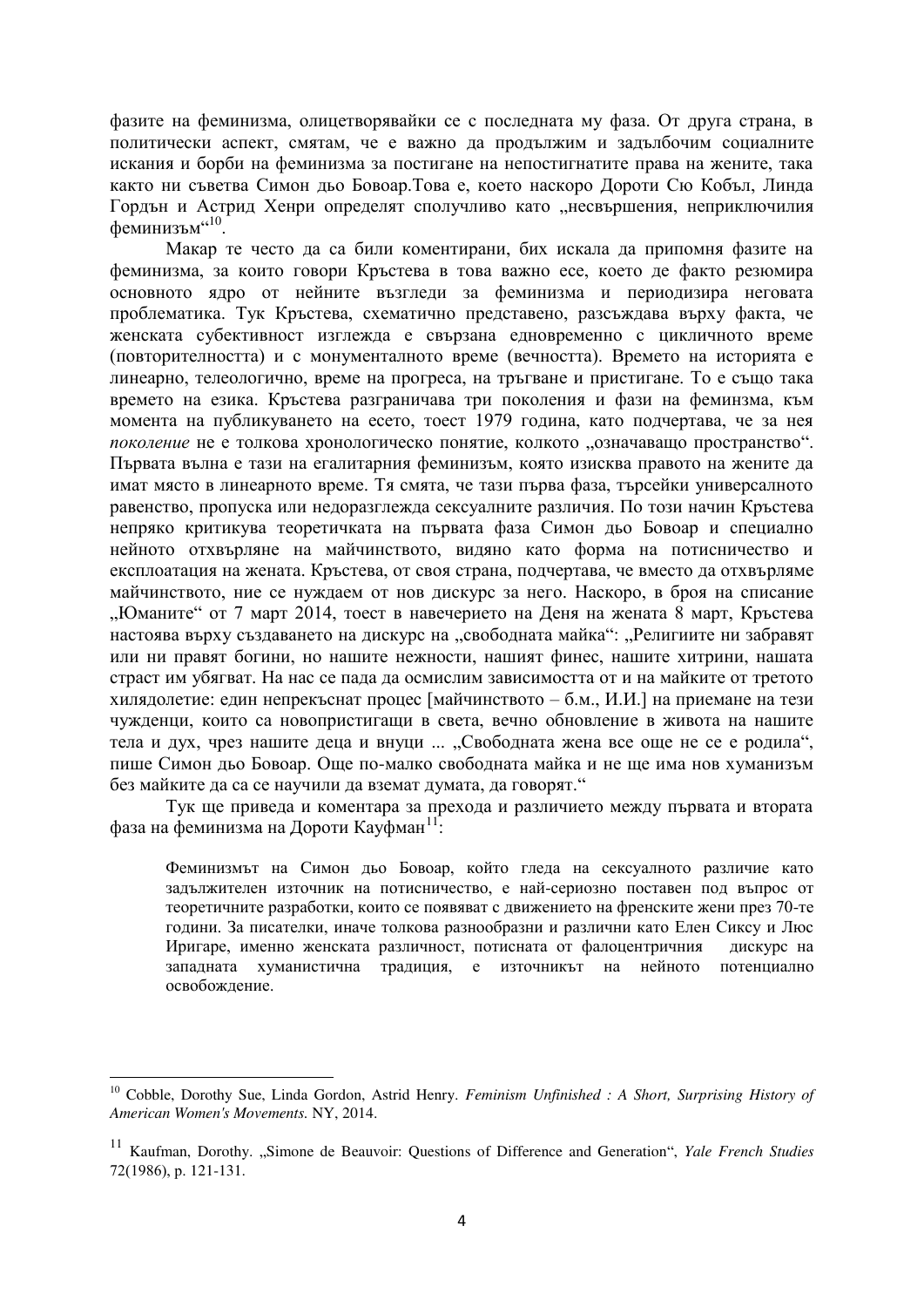фазите на феминизма, олицетворявайки се с последната му фаза. От друга страна, в политически аспект, смятам, че е важно да продължим и задълбочим социалните искания и борби на феминизма за постигане на непостигнатите права на жените, така както ни съветва Симон дьо Бовоар.Това е, което наскоро Дороти Сю Кобъл, Линда Гордън и Астрид Хенри определят сполучливо като „несвършения, неприключилия феминизъм“[10].

Макар те често да са били коментирани, бих искала да припомня фазите на феминизма, за които говори Кръстева в това важно есе, което де факто резюмира основното ядро от нейните възгледи за феминизма и периодизира неговата проблематика. Тук Кръстева, схематично представено, разсъждава върху факта, че женската субективност изглежда е свързана едновременно с цикличното време (повторителността) и с монументалното време (вечността). Времето на историята е линеарно, телеологично, време на прогреса, на тръгване и пристигане. То е също така времето на езика. Кръстева разграничава три поколения и фази на феминзма, към момента на публикуването на есето, тоест 1979 година, като подчертава, че за нея *поколение* не е толкова хронологическо понятие, колкото „означаващо пространство“. Първата вълна е тази на егалитарния феминизъм, която изисква правото на жените да имат място в линеарното време. Тя смята, че тази първа фаза, търсейки универсалното равенство, пропуска или недоразглежда сексуалните различия. По този начин Кръстева непряко критикува теоретичката на първата фаза Симон дьо Бовоар и специално нейното отхвърляне на майчинството, видяно като форма на потисничество и експлоатация на жената. Кръстева, от своя страна, подчертава, че вместо да отхвърляме майчинството, ние се нуждаем от нов дискурс за него. Наскоро, в броя на списание „Юманите“ от 7 март 2014, тоест в навечерието на Деня на жената 8 март, Кръстева настоява върху създаването на дискурс на „свободната майка“: „Религиите ни забравят или ни правят богини, но нашите нежности, нашият финес, нашите хитрини, нашата страст им убягват. На нас се пада да осмислим зависимостта от и на майките от третото хилядолетие: един непрекъснат процес [майчинството – б.м., И.И.] на приемане на тези чужденци, които са новопристигащи в света, вечно обновление в живота на нашите тела и дух, чрез нашите деца и внуци ... „Свободната жена все още не се е родила“, пише Симон дьо Бовоар. Още по-малко свободната майка и не ще има нов хуманизъм без майките да са се научили да вземат думата, да говорят.“

Тук ще приведа и коментара за прехода и различието между първата и втората фаза на феминизма на Дороти Кауфман[11]:

> Феминизмът на Симон дьо Бовоар, който гледа на сексуалното различие като задължителен източник на потисничество, е най-сериозно поставен под въпрос от теоретичните разработки, които се появяват с движението на френските жени през 70-те години. За писателки, иначе толкова разнообразни и различни като Елен Сиксу и Люс Иригаре, именно женската различност, потисната от фалоцентричния дискурс на западната хуманистична традиция, е източникът на нейното потенциално освобождение.

---

[10] Cobble, Dorothy Sue, Linda Gordon, Astrid Henry. *Feminism Unfinished : A Short, Surprising History of American Women's Movements.* NY, 2014.

[11] Kaufman, Dorothy. „Simone de Beauvoir: Questions of Difference and Generation“, *Yale French Studies* 72(1986), p. 121-131.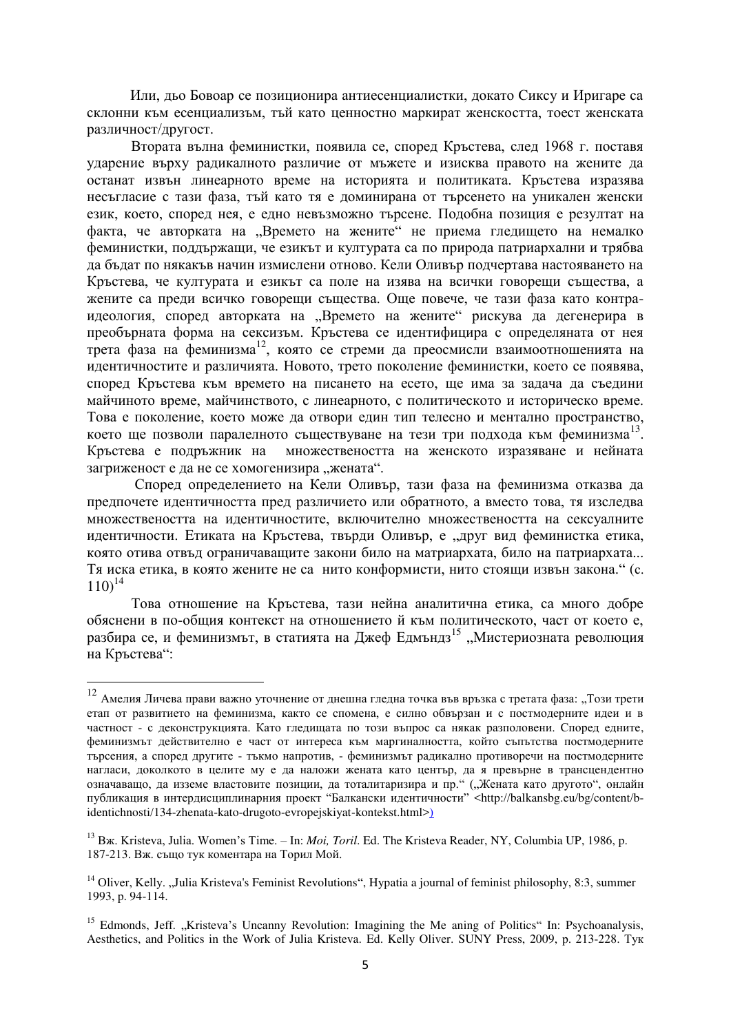Или, дьо Бовоар се позиционира антиесенциалистки, докато Сиксу и Иригаре са склонни към есенциализъм, тъй като ценностно маркират женскостта, тоест женската различност/другост.

Втората вълна феминистки, появила се, според Кръстева, след 1968 г. поставя ударение върху радикалното различие от мъжете и изисква правото на жените да останат извън линеарното време на историята и политиката. Кръстева изразява несъгласие с тази фаза, тъй като тя е доминирана от търсенето на уникален женски език, което, според нея, е едно невъзможно търсене. Подобна позиция е резултат на факта, че авторката на „Времето на жените" не приема гледището на немалко феминистки, поддържащи, че езикът и културата са по природа патриархални и трябва да бъдат по някакъв начин измислени отново. Кели Оливър подчертава настояването на Кръстева, че културата и езикът са поле на изява на всички говорещи същества, а жените са преди всичко говорещи същества. Още повече, че тази фаза като контра-идеология, според авторката на „Времето на жените" рискува да дегенерира в преобърнатата форма на сексизъм. Кръстева се идентифицира с определяната от нея трета фаза на феминизма[12], която се стреми да преосмисли взаимоотношенията на идентичностите и различията. Новото, трето поколение феминистки, което се появява, според Кръстева към времето на писането на есето, ще има за задача да съедини майчиното време, майчинството, с линеарното, с политическото и историческо време. Това е поколение, което може да отвори един тип телесно и ментално пространство, което ще позволи паралелното съществуване на тези три подхода към феминизма[13]. Кръстева е подръжник на множествеността на женското изразяване и нейната загриженост е да не се хомогенизира „жената".

Според определението на Кели Оливър, тази фаза на феминизма отказва да предпочете идентичността пред различието или обратното, а вместо това, тя изследва множествеността на идентичностите, включително множествеността на сексуалните идентичности. Етиката на Кръстева, твърди Оливър, е „друг вид феминистка етика, която отива отвъд ограничаващите закони било на матриархата, било на патриархата... Тя иска етика, в която жените не са нито конформисти, нито стоящи извън закона." (с. 110)[14]

Това отношение на Кръстева, тази нейна аналитична етика, са много добре обяснени в по-общия контекст на отношението ѝ към политическото, част от което е, разбира се, и феминизмът, в статията на Джеф Едмъндз[15] „Мистериозната революция на Кръстева":

---

[12] Амелия Личева прави важно уточнение от днешна гледна точка във връзка с третата фаза: „Този трети етап от развитието на феминизма, както се спомена, е силно обвързан и с постмодерните идеи и в частност - с деконструкцията. Като гледищата по този въпрос са някак разполовени. Според едните, феминизмът действително е част от интереса към маргиналността, който съпътства постмодерните търсения, а според другите - тъкмо напротив, - феминизмът радикално противоречи на постмодерните нагласи, доколкото в целите му е да наложи жената като център, да я превърне в трансцендентно означаващо, да изземе властовите позиции, да тоталитаризира и пр." („Жената като другото", онлайн публикация в интердисциплинарния проект "Балкански идентичности" <http://balkansbg.eu/bg/content/b-identichnosti/134-zhenata-kato-drugoto-evropejskiyat-kontekst.html>)

[13] Вж. Kristeva, Julia. Women's Time. – In: *Moi, Toril*. Ed. The Kristeva Reader, NY, Columbia UP, 1986, p. 187-213. Вж. също тук коментара на Торил Мой.

[14] Oliver, Kelly. „Julia Kristeva's Feminist Revolutions", Hypatia a journal of feminist philosophy, 8:3, summer 1993, p. 94-114.

[15] Edmonds, Jeff. „Kristeva's Uncanny Revolution: Imagining the Me aning of Politics" In: Psychoanalysis, Aesthetics, and Politics in the Work of Julia Kristeva. Ed. Kelly Oliver. SUNY Press, 2009, p. 213-228. Тук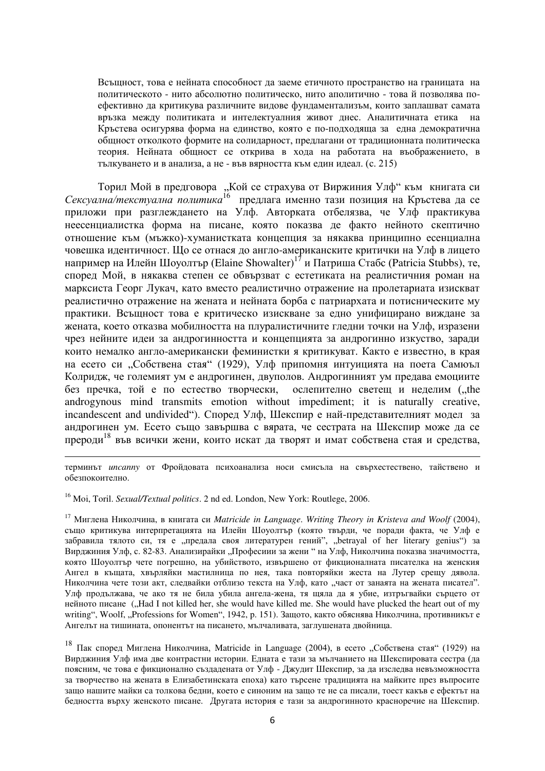> Всъщност, това е нейната способност да заеме етичното пространство на границата на политическото - нито абсолютно политическо, нито аполитично - това й позволява по-ефективно да критикува различните видове фундаментализъм, които заплашват самата връзка между политиката и интелектуалния живот днес. Аналитичната етика на Кръстева осигурява форма на единство, която е по-подходяща за една демократична общност отколкото формите на солидарност, предлагани от традиционната политическа теория. Нейната общност се открива в хода на работата на въображението, в тълкуването и в анализа, а не - във вярността към един идеал. (с. 215)

Торил Мой в предговора „Кой се страхува от Виржиния Улф" към книгата си *Сексуална/текстуална политика*[16] предлага именно тази позиция на Кръстева да се приложи при разглеждането на Улф. Авторката отбелязва, че Улф практикува неесенциалистка форма на писане, която показва де факто нейното скептично отношение към (мъжко)-хуманистката концепция за някаква принципно есенциална човешка идентичност. Що се отнася до англо-американските критички на Улф в лицето например на Илейн Шоуолтър (Elaine Showalter)[17] и Патриша Стабс (Patricia Stubbs), те, според Мой, в някаква степен се обвързват с естетиката на реалистичния роман на марксиста Георг Лукач, като вместо реалистично отражение на пролетарията изискват реалистично отражение на жената и нейната борба с патриарха и потисническите му практики. Всъщност това е критическо изискване за едно унифицирано виждане за жената, което отказва мобилността на плуралистичните гледни точки на Улф, изразени чрез нейните идеи за андрогинността и концепцията за андрогинно изкуство, заради които немалко англо-американски феминистки я критикуват. Както е известно, в края на есето си „Собствена стая" (1929), Улф припомня интуицията на поета Самюъл Колридж, че големият ум е андрогинен, двуполов. Андрогинният ум предава емоциите без пречка, той е по естество творчески, ослепително светещ и неделим („the androgynous mind transmits emotion without impediment; it is naturally creative, incandescent and undivided"). Според Улф, Шекспир е най-представителният модел за андрогинен ум. Есето също завършва с вярата, че сестрата на Шекспир може да се прероди[18] във всички жени, които искат да творят и имат собствена стая и средства,

---

терминът *uncanny* от Фройдовата психоанализа носи смисъла на свръхестествено, тайнствено и обезпокоително.

[16] Moi, Toril. *Sexual/Textual politics*. 2 nd ed. London, New York: Routlege, 2006.

[17] Миглена Николчина, в книгата си *Matricide in Language. Writing Theory in Kristeva and Woolf* (2004), също критикува интерпретацията на Илейн Шоуолтър (която твърди, че поради факта, че Улф е забравила тялото си, тя е „предала своя литературен гений", „betrayal of her literary genius") за Вирджиния Улф, с. 82-83. Анализирайки „Професии за жени " на Улф, Николчина показва значимостта, която Шоуолтър чете погрешно, на убийството, извършено от фикционалната писателка на женския Ангел в къщата, хвърляйки мастилница по нея, така повтаряйки жеста на Лутер срещу дявола. Николчина чете този акт, следвайки отблизо текста на Улф, като „част от занаята на жената писател". Улф продължава, че ако тя не била убила ангела-жена, тя щяла да я убие, изтръгвайки сърцето от нейното писане („Had I not killed her, she would have killed me. She would have plucked the heart out of my writing", Woolf, „Professions for Women", 1942, p. 151). Защото, както обяснява Николчина, противникът е Ангелът на тишината, опонентът на писането, мълчаливата, заглушената двойница.

[18] Пак според Миглена Николчина, Matricide in Language (2004), в есето „Собствена стая" (1929) на Вирджиния Улф има две контрастни истории. Едната е тази за мълчанието на Шекспировата сестра (да поясним, че това е фикционално създадената от Улф - Джудит Шекспир, за да изследва невъзможността за творчество на жената в Елизабетинската епоха) като търсене традицията на майките през въпросите защо нашите майки са толкова бедни, което е синоним на защо те не са писали, тоест какъв е ефектът на бедността върху женското писане. Другата история е тази за андрогинното красноречие на Шекспир.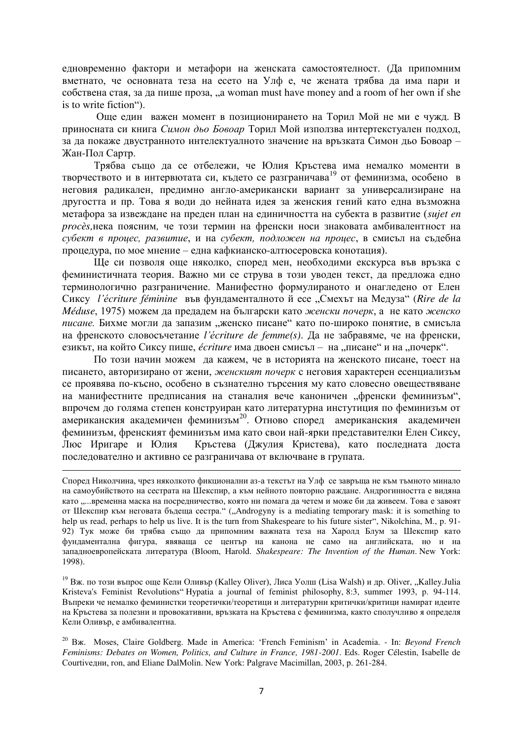едновременно фактори и метафори на женската самостоятелност. (Да припомним вметнато, че основната теза на есето на Улф е, че жената трябва да има пари и собствена стая, за да пише проза, „a woman must have money and a room of her own if she is to write fiction").

Още един важен момент в позиционирането на Торил Мой не ми е чужд. В приносната си книга *Симон дьо Бовоар* Торил Мой използва интертекстуален подход, за да покаже двустранното интелектуалното значение на връзката Симон дьо Бовоар – Жан-Пол Сартр.

Трябва също да се отбележи, че Юлия Кръстева има немалко моменти в творчеството и в интервютата си, където се разграничава[19] от феминизма, особено в неговия радикален, предимно англо-американски вариант за универсализиране на другостта и пр. Това я води до нейната идея за женския гений като една възможна метафора за извеждане на преден план на единичността на субекта в развитие (*sujet en procès,*нека поясним, че този термин на френски носи знаковата амбивалентност на *субект в процес, развитие*, и на *субект, подложен на процес*, в смисъл на съдебна процедура, по мое мнение – една кафкианско-алтюсеровска конотация).

Ще си позволя още няколко, според мен, необходими екскурса във връзка с феминистичната теория. Важно ми се струва в този уводен текст, да предложа едно терминологично разграничение. Манифестно формулираното и онагледено от Елен Сиксу *l'écriture féminine* във фундаменталното ѝ есе „Смехът на Медуза" (*Rire de la Méduse*, 1975) можем да предадем на български като *женски почерк*, а не като *женско писане.* Бихме могли да запазим „женско писане" като по-широко понятие, в смисъла на френското словосъчетание *l'écriture de femme(s)*. Да не забравяме, че на френски, езикът, на който Сиксу пише, *écriture* има двоен смисъл – на „писане" и на „почерк".

По този начин можем да кажем, че в историята на женското писане, тоест на писането, авторизирано от жени, *женският почерк* с неговия характерен есенциализъм се проявява по-късно, особено в съзнателно търсения му като словесно овеществяване на манифестните предписания на станалия вече каноничен „френски феминизъм", впрочем до голяма степен конструиран като литературна инстутиция по феминизъм от американския академичен феминизъм[20]. Отново според американския академичен феминизъм, френският феминизъм има като свои най-ярки представителки Елен Сиксу, Люс Иригаре и Юлия Кръстева (Джулия Кристева), като последната доста последователно и активно се разграничава от включване в групата.

---

Според Николчина, чрез няколкото фикционални аз-а текстът на Улф се завръща не към тъмното минало на самоубийството на сестрата на Шекспир, а към нейното повторно раждане. Андрогинността е видяна като „...временна маска на посредничество, която ни помага да четем и може би да живеем. Това е завоят от Шекспир към неговата бъдеща сестра." („Androgyny is a mediating temporary mask: it is something to help us read, perhaps to help us live. It is the turn from Shakespeare to his future sister", Nikolchina, M., p. 91-92) Тук може би трябва също да припомним важната теза на Харолд Блум за Шекспир като фундаментална фигура, явяваща се център на канона не само на английската, но и на западноевропейската литература (Bloom, Harold. *Shakespeare: The Invention of the Human*. New York: 1998).

[19] Вж. по този въпрос още Кели Оливър (Kalley Oliver), Лиса Уолш (Lisa Walsh) и др. Oliver, „Kalley.Julia Kristeva's Feminist Revolutions" Hypatia a journal of feminist philosophy, 8:3, summer 1993, p. 94-114. Въпреки че немалко феминистки теоретички/теоретици и литературни критички/критици намират идеите на Кръстева за полезни и провокативни, връзката на Кръстева с феминизма, както сполучливо я определя Кели Оливър, е амбивалентна.

[20] Вж. Moses, Claire Goldberg. Made in America: 'French Feminism' in Academia. - In: *Beyond French Feminisms: Debates on Women, Politics, and Culture in France, 1981-2001.* Eds. Roger Célestin, Isabelle de Courtivедни, ron, and Eliane DalMolin. New York: Palgrave Macimillan, 2003, p. 261-284.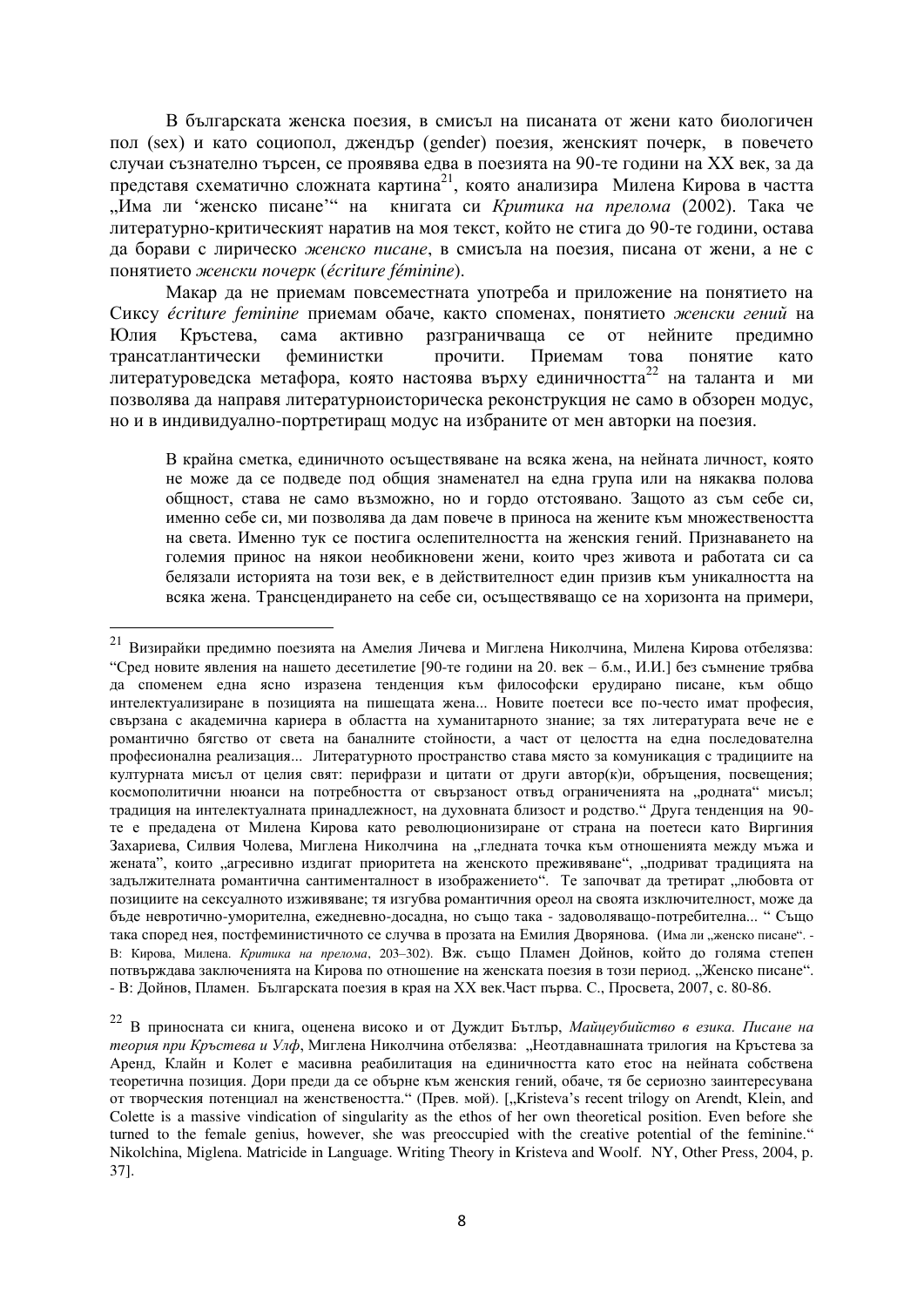В българската женска поезия, в смисъл на писаната от жени като биологичен пол (sex) и като социопол, джендър (gender) поезия, женският почерк, в повечето случаи съзнателно търсен, се проявява едва в поезията на 90-те години на XX век, за да представя схематично сложната картина[21], която анализира Милена Кирова в частта „Има ли 'женско писане'" на книгата си *Критика на прелома* (2002). Така че литературно-критическият наратив на моя текст, който не стига до 90-те години, остава да борави с лирическо *женско писане*, в смисъла на поезия, писана от жени, а не с понятието *женски почерк* (*écriture féminine*).

Макар да не приемам повсеместната употреба и приложение на понятието на Сиксу *écriture feminine* приемам обаче, както споменах, понятието *женски гений* на Юлия Кръстева, сама активно разграничаваща се от нейните предимно трансатлантически феминистки прочити. Приемам това понятие като литературоведска метафора, която настоява върху единичността[22] на таланта и ми позволява да направя литературноисторическа реконструкция не само в обзорен модус, но и в индивидуално-портретиращ модус на избраните от мен авторки на поезия.

> В крайна сметка, единичното осъществяване на всяка жена, на нейната личност, която не може да се подведе под общия знаменател на една група или на някаква полова общност, става не само възможно, но и гордо отстоявано. Защото аз съм себе си, именно себе си, ми позволява да дам повече в приноса на жените към множествеността на света. Именно тук се постига ослепителността на женския гений. Признаването на големия принос на някои необикновени жени, които чрез живота и работата си са белязали историята на този век, е в действителност един призив към уникалността на всяка жена. Трансцендирането на себе си, осъществяващо се на хоризонта на примери,

---

[21] Визирайки предимно поезията на Амелия Личева и Миглена Николчина, Милена Кирова отбелязва: "Сред новите явления на нашето десетилетие [90-те години на 20. век – б.м., И.И.] без съмнение трябва да споменем една ясно изразена тенденция към философски ерудирано писане, към общо интелектуализиране в позицията на пишещата жена... Новите поетеси все по-често имат професия, свързана с академична кариера в областта на хуманитарното знание; за тях литературата вече не е романтично бягство от света на баналните стойности, а част от целостта на една последователна професионална реализация... Литературното пространство става място за комуникация с традициите на културната мисъл от целия свят: перифрази и цитати от други автор(к)и, обръщения, посвещения; космополитични нюанси на потребността от свързаност отвъд ограниченията на „родната" мисъл; традиция на интелектуалната принадлежност, на духовната близост и родство." Друга тенденция на 90-те е предадена от Милена Кирова като революционизиране от страна на поетеси като Виргиния Захариева, Силвия Чолева, Миглена Николчина на „гледната точка към отношенията между мъжа и жената", които „агресивно издигат приоритета на женското преживяване", „подриват традицията на задължителната романтична сантименталност в изображението". Те започват да третират „любовта от позициите на сексуалното изживяване; тя изгубва романтичния ореол на своята изключителност, може да бъде невротично-уморителна, ежедневно-досадна, но също така - задоволяващо-потребителна... " Също така според нея, постфеминистичното се случва в прозата на Емилия Дворянова. (Има ли „женско писане". - В: Кирова, Милена. *Критика на прелома*, 203–302). Вж. също Пламен Дойнов, който до голяма степен потвърждава заключенията на Кирова по отношение на женската поезия в този период. „Женско писане". - В: Дойнов, Пламен. Българската поезия в края на XX век.Част първа. С., Просвета, 2007, с. 80-86.

[22] В приносната си книга, оценена високо и от Дуждит Бътлър, *Майцеубийство в езика. Писане на теория при Кръстева и Улф*, Миглена Николчина отбелязва: „Неотдавнашната трилогия на Кръстева за Аренд, Клайн и Колет е масивна реабилитация на единичността като етос на нейната собствена теоретична позиция. Дори преди да се обърне към женския гений, обаче, тя бе сериозно заинтересувана от творческия потенциал на женствеността." (Прев. мой). [„Kristeva's recent trilogy on Arendt, Klein, and Colette is a massive vindication of singularity as the ethos of her own theoretical position. Even before she turned to the female genius, however, she was preoccupied with the creative potential of the feminine." Nikolchina, Miglena. Matricide in Language. Writing Theory in Kristeva and Woolf. NY, Other Press, 2004, p. 37].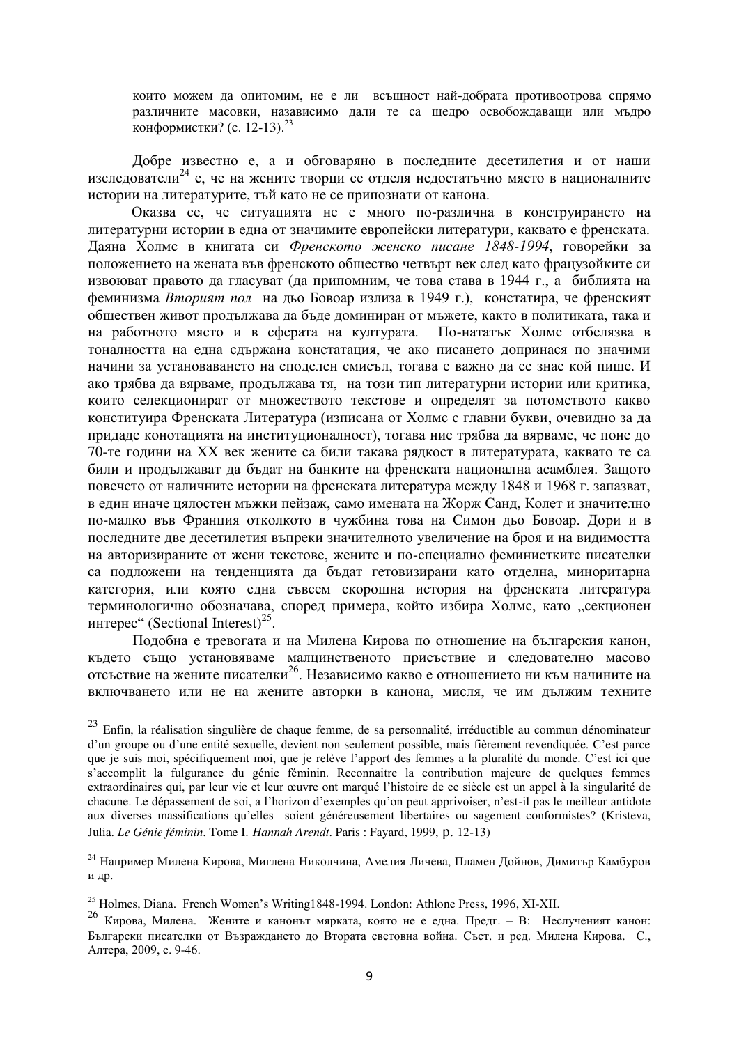които можем да опитомим, не е ли всъщност най-добрата противоотрова спрямо различните масовки, независимо дали те са щедро освобождаващи или мъдро конформистки? (с. 12-13).[23]

Добре известно е, а и обговаряно в последните десетилетия и от наши изследователи[24] е, че на жените творци се отделя недостатъчно място в националните истории на литературите, тъй като не се припознати от канона.

Оказва се, че ситуацията не е много по-различна в конструирането на литературни истории в една от значимите европейски литератури, каквато е френската. Даяна Холмс в книгата си *Френското женско писане 1848-1994*, говорейки за положението на жената във френското общество четвърт век след като французойките си извоюват правото да гласуват (да припомним, че това става в 1944 г., а библията на феминизма *Вторият пол* на дьо Бовоар излиза в 1949 г.), констатира, че френският обществен живот продължава да бъде доминиран от мъжете, както в политиката, така и на работното място и в сферата на културата. По-нататък Холмс отбелязва в тоналността на една сдържана констатация, че ако писането допринася по значими начини за установяването на споделен смисъл, тогава е важно да се знае кой пише. И ако трябва да вярваме, продължава тя, на този тип литературни истории или критика, които селекционират от множеството текстове и определят за потомството какво конституира Френската Литература (изписана от Холмс с главни букви, очевидно за да придаде конотацията на институционалност), тогава ние трябва да вярваме, че поне до 70-те години на ХХ век жените са били такава рядкост в литературата, каквато те са били и продължават да бъдат на банките на френската национална асамблея. Защото повечето от наличните истории на френската литература между 1848 и 1968 г. запазват, в един иначе цялостен мъжки пейзаж, само имената на Жорж Санд, Колет и значително по-малко във Франция отколкото в чужбина това на Симон дьо Бовоар. Дори и в последните две десетилетия въпреки значителното увеличение на броя и на видимостта на авторизираните от жени текстове, жените и по-специално феминистките писателки са подложени на тенденцията да бъдат гетовизирани като отделна, миноритарна категория, или която една съвсем скорошна история на френската литература терминологично обозначава, според примера, който избира Холмс, като „секционен интерес" (Sectional Interest)[25].

Подобна е тревогата и на Милена Кирова по отношение на българския канон, където също установяваме малцинственото присъствие и следователно масово отсъствие на жените писателки[26]. Независимо какво е отношението ни към начините на включването или не на жените авторки в канона, мисля, че им дължим техните

---

[23] Enfin, la réalisation singulière de chaque femme, de sa personnalité, irréductible au commun dénominateur d'un groupe ou d'une entité sexuelle, devient non seulement possible, mais fièrement revendiquée. C'est parce que je suis moi, spécifiquement moi, que je relève l'apport des femmes a la pluralité du monde. C'est ici que s'accomplit la fulgurance du génie féminin. Reconnaitre la contribution majeure de quelques femmes extraordinaires qui, par leur vie et leur œuvre ont marqué l'histoire de ce siècle est un appel à la singularité de chacune. Le dépassement de soi, a l'horizon d'exemples qu'on peut apprivoiser, n'est-il pas le meilleur antidote aux diverses massifications qu'elles soient généreusement libertaires ou sagement conformistes? (Kristeva, Julia. *Le Génie féminin*. Tome I. *Hannah Arendt*. Paris : Fayard, 1999, р. 12-13)

[24] Например Милена Кирова, Миглена Николчина, Амелия Личева, Пламен Дойнов, Димитър Камбуров и др.

[25] Holmes, Diana. French Women's Writing1848-1994. London: Athlone Press, 1996, XI-XII.

[26] Кирова, Милена. Жените и канонът мярката, която не е една. Предг. – В: Неслученият канон: Български писателки от Възраждането до Втората световна война. Съст. и ред. Милена Кирова. С., Алтера, 2009, с. 9-46.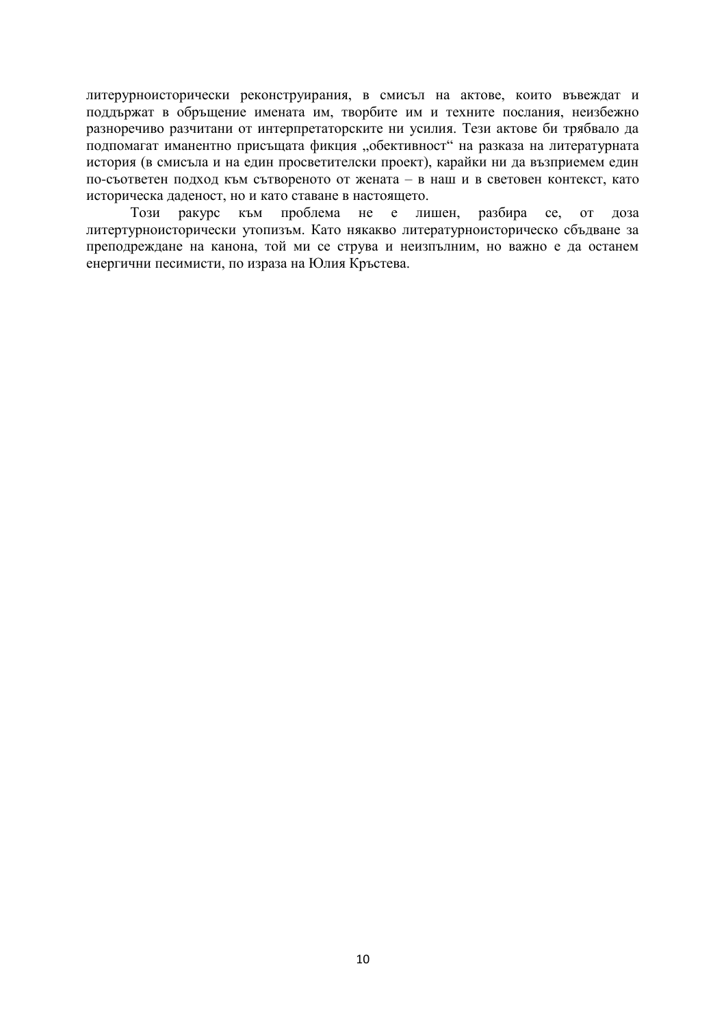литерурноисторически реконструирания, в смисъл на актове, които въвеждат и поддържат в обръщение имената им, творбите им и техните послания, неизбежно разноречиво разчитани от интерпретаторските ни усилия. Тези актове би трябвало да подпомагат иманентно присъщата фикция „обективност" на разказа на литературната история (в смисъла и на един просветителски проект), карайки ни да възприемем един по-съответен подход към сътвореното от жената – в наш и в световен контекст, като историческа даденост, но и като ставане в настоящето.

Този ракурс към проблема не е лишен, разбира се, от доза литертурноисторически утопизъм. Като някакво литературноисторическо сбъдване за преподреждане на канона, той ми се струва и неизпълним, но важно е да останем енергични песимисти, по израза на Юлия Кръстева.